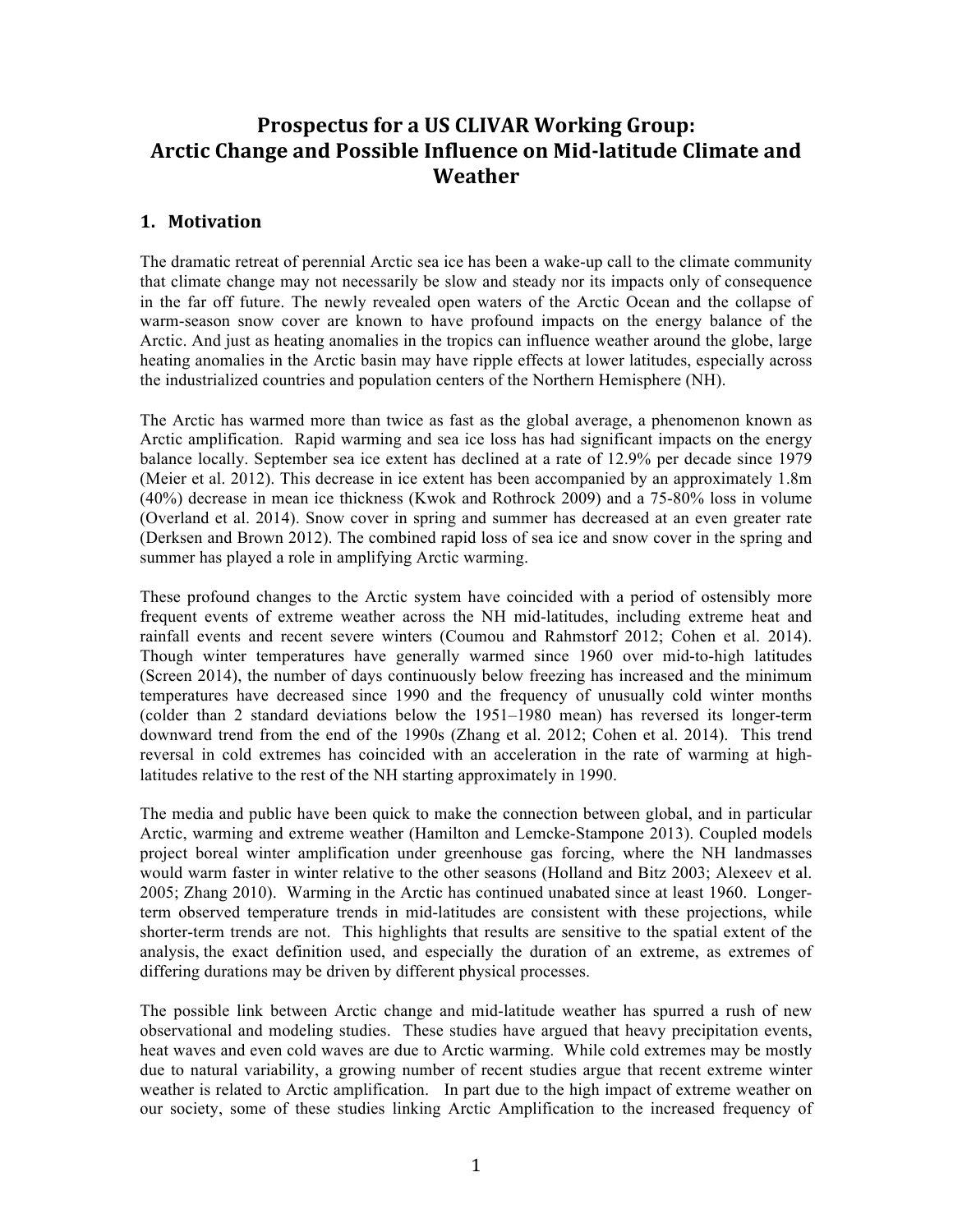# Prospectus for a US CLIVAR Working Group: Arctic Change and Possible Influence on Mid-latitude Climate and Weather

## 1. Motivation

The dramatic retreat of perennial Arctic sea ice has been a wake-up call to the climate community that climate change may not necessarily be slow and steady nor its impacts only of consequence in the far off future. The newly revealed open waters of the Arctic Ocean and the collapse of warm-season snow cover are known to have profound impacts on the energy balance of the Arctic. And just as heating anomalies in the tropics can influence weather around the globe, large heating anomalies in the Arctic basin may have ripple effects at lower latitudes, especially across the industrialized countries and population centers of the Northern Hemisphere (NH).

The Arctic has warmed more than twice as fast as the global average, a phenomenon known as Arctic amplification. Rapid warming and sea ice loss has had significant impacts on the energy balance locally. September sea ice extent has declined at a rate of 12.9% per decade since 1979 (Meier et al. 2012). This decrease in ice extent has been accompanied by an approximately 1.8m (40%) decrease in mean ice thickness (Kwok and Rothrock 2009) and a 75-80% loss in volume (Overland et al. 2014). Snow cover in spring and summer has decreased at an even greater rate (Derksen and Brown 2012). The combined rapid loss of sea ice and snow cover in the spring and summer has played a role in amplifying Arctic warming.

These profound changes to the Arctic system have coincided with a period of ostensibly more frequent events of extreme weather across the NH mid-latitudes, including extreme heat and rainfall events and recent severe winters (Coumou and Rahmstorf 2012; Cohen et al. 2014). Though winter temperatures have generally warmed since 1960 over mid-to-high latitudes (Screen 2014), the number of days continuously below freezing has increased and the minimum temperatures have decreased since 1990 and the frequency of unusually cold winter months (colder than 2 standard deviations below the 1951–1980 mean) has reversed its longer-term downward trend from the end of the 1990s (Zhang et al. 2012; Cohen et al. 2014). This trend reversal in cold extremes has coincided with an acceleration in the rate of warming at high-latitudes relative to the rest of the NH starting approximately in 1990.

The media and public have been quick to make the connection between global, and in particular Arctic, warming and extreme weather (Hamilton and Lemcke-Stampone 2013). Coupled models project boreal winter amplification under greenhouse gas forcing, where the NH landmasses would warm faster in winter relative to the other seasons (Holland and Bitz 2003; Alexeev et al. 2005; Zhang 2010). Warming in the Arctic has continued unabated since at least 1960. Longer-term observed temperature trends in mid-latitudes are consistent with these projections, while shorter-term trends are not. This highlights that results are sensitive to the spatial extent of the analysis, the exact definition used, and especially the duration of an extreme, as extremes of differing durations may be driven by different physical processes.

The possible link between Arctic change and mid-latitude weather has spurred a rush of new observational and modeling studies. These studies have argued that heavy precipitation events, heat waves and even cold waves are due to Arctic warming. While cold extremes may be mostly due to natural variability, a growing number of recent studies argue that recent extreme winter weather is related to Arctic amplification. In part due to the high impact of extreme weather on our society, some of these studies linking Arctic Amplification to the increased frequency of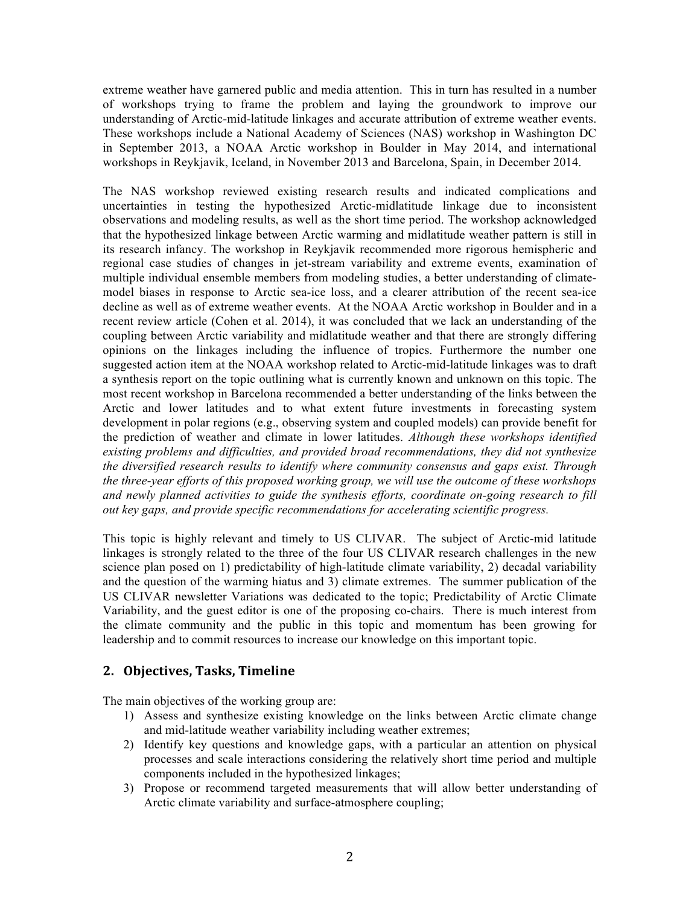extreme weather have garnered public and media attention. This in turn has resulted in a number of workshops trying to frame the problem and laying the groundwork to improve our understanding of Arctic-mid-latitude linkages and accurate attribution of extreme weather events. These workshops include a National Academy of Sciences (NAS) workshop in Washington DC in September 2013, a NOAA Arctic workshop in Boulder in May 2014, and international workshops in Reykjavik, Iceland, in November 2013 and Barcelona, Spain, in December 2014.

The NAS workshop reviewed existing research results and indicated complications and uncertainties in testing the hypothesized Arctic-midlatitude linkage due to inconsistent observations and modeling results, as well as the short time period. The workshop acknowledged that the hypothesized linkage between Arctic warming and midlatitude weather pattern is still in its research infancy. The workshop in Reykjavik recommended more rigorous hemispheric and regional case studies of changes in jet-stream variability and extreme events, examination of multiple individual ensemble members from modeling studies, a better understanding of climate-model biases in response to Arctic sea-ice loss, and a clearer attribution of the recent sea-ice decline as well as of extreme weather events. At the NOAA Arctic workshop in Boulder and in a recent review article (Cohen et al. 2014), it was concluded that we lack an understanding of the coupling between Arctic variability and midlatitude weather and that there are strongly differing opinions on the linkages including the influence of tropics. Furthermore the number one suggested action item at the NOAA workshop related to Arctic-mid-latitude linkages was to draft a synthesis report on the topic outlining what is currently known and unknown on this topic. The most recent workshop in Barcelona recommended a better understanding of the links between the Arctic and lower latitudes and to what extent future investments in forecasting system development in polar regions (e.g., observing system and coupled models) can provide benefit for the prediction of weather and climate in lower latitudes. *Although these workshops identified existing problems and difficulties, and provided broad recommendations, they did not synthesize the diversified research results to identify where community consensus and gaps exist. Through the three-year efforts of this proposed working group, we will use the outcome of these workshops and newly planned activities to guide the synthesis efforts, coordinate on-going research to fill out key gaps, and provide specific recommendations for accelerating scientific progress.*

This topic is highly relevant and timely to US CLIVAR. The subject of Arctic-mid latitude linkages is strongly related to the three of the four US CLIVAR research challenges in the new science plan posed on 1) predictability of high-latitude climate variability, 2) decadal variability and the question of the warming hiatus and 3) climate extremes. The summer publication of the US CLIVAR newsletter Variations was dedicated to the topic; Predictability of Arctic Climate Variability, and the guest editor is one of the proposing co-chairs. There is much interest from the climate community and the public in this topic and momentum has been growing for leadership and to commit resources to increase our knowledge on this important topic.

## 2. Objectives, Tasks, Timeline

The main objectives of the working group are:

1) Assess and synthesize existing knowledge on the links between Arctic climate change and mid-latitude weather variability including weather extremes;
2) Identify key questions and knowledge gaps, with a particular an attention on physical processes and scale interactions considering the relatively short time period and multiple components included in the hypothesized linkages;
3) Propose or recommend targeted measurements that will allow better understanding of Arctic climate variability and surface-atmosphere coupling;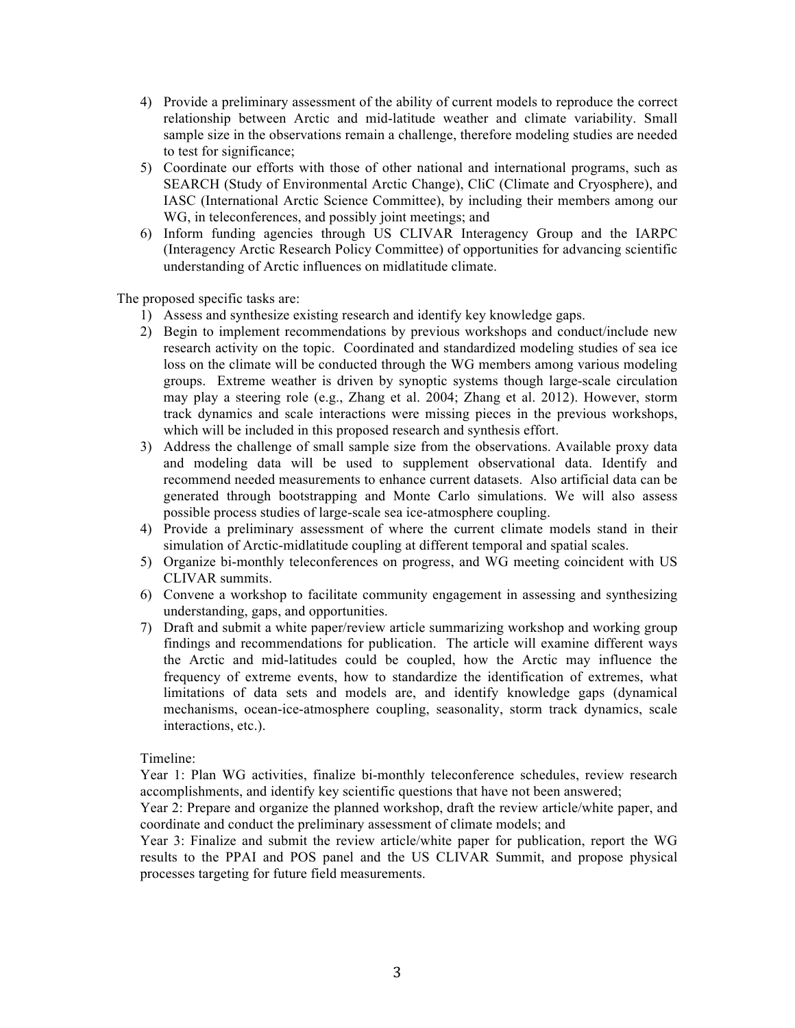4) Provide a preliminary assessment of the ability of current models to reproduce the correct relationship between Arctic and mid-latitude weather and climate variability. Small sample size in the observations remain a challenge, therefore modeling studies are needed to test for significance;
5) Coordinate our efforts with those of other national and international programs, such as SEARCH (Study of Environmental Arctic Change), CliC (Climate and Cryosphere), and IASC (International Arctic Science Committee), by including their members among our WG, in teleconferences, and possibly joint meetings; and
6) Inform funding agencies through US CLIVAR Interagency Group and the IARPC (Interagency Arctic Research Policy Committee) of opportunities for advancing scientific understanding of Arctic influences on midlatitude climate.

The proposed specific tasks are:

1) Assess and synthesize existing research and identify key knowledge gaps.
2) Begin to implement recommendations by previous workshops and conduct/include new research activity on the topic. Coordinated and standardized modeling studies of sea ice loss on the climate will be conducted through the WG members among various modeling groups. Extreme weather is driven by synoptic systems though large-scale circulation may play a steering role (e.g., Zhang et al. 2004; Zhang et al. 2012). However, storm track dynamics and scale interactions were missing pieces in the previous workshops, which will be included in this proposed research and synthesis effort.
3) Address the challenge of small sample size from the observations. Available proxy data and modeling data will be used to supplement observational data. Identify and recommend needed measurements to enhance current datasets. Also artificial data can be generated through bootstrapping and Monte Carlo simulations. We will also assess possible process studies of large-scale sea ice-atmosphere coupling.
4) Provide a preliminary assessment of where the current climate models stand in their simulation of Arctic-midlatitude coupling at different temporal and spatial scales.
5) Organize bi-monthly teleconferences on progress, and WG meeting coincident with US CLIVAR summits.
6) Convene a workshop to facilitate community engagement in assessing and synthesizing understanding, gaps, and opportunities.
7) Draft and submit a white paper/review article summarizing workshop and working group findings and recommendations for publication. The article will examine different ways the Arctic and mid-latitudes could be coupled, how the Arctic may influence the frequency of extreme events, how to standardize the identification of extremes, what limitations of data sets and models are, and identify knowledge gaps (dynamical mechanisms, ocean-ice-atmosphere coupling, seasonality, storm track dynamics, scale interactions, etc.).

Timeline:

Year 1: Plan WG activities, finalize bi-monthly teleconference schedules, review research accomplishments, and identify key scientific questions that have not been answered;

Year 2: Prepare and organize the planned workshop, draft the review article/white paper, and coordinate and conduct the preliminary assessment of climate models; and

Year 3: Finalize and submit the review article/white paper for publication, report the WG results to the PPAI and POS panel and the US CLIVAR Summit, and propose physical processes targeting for future field measurements.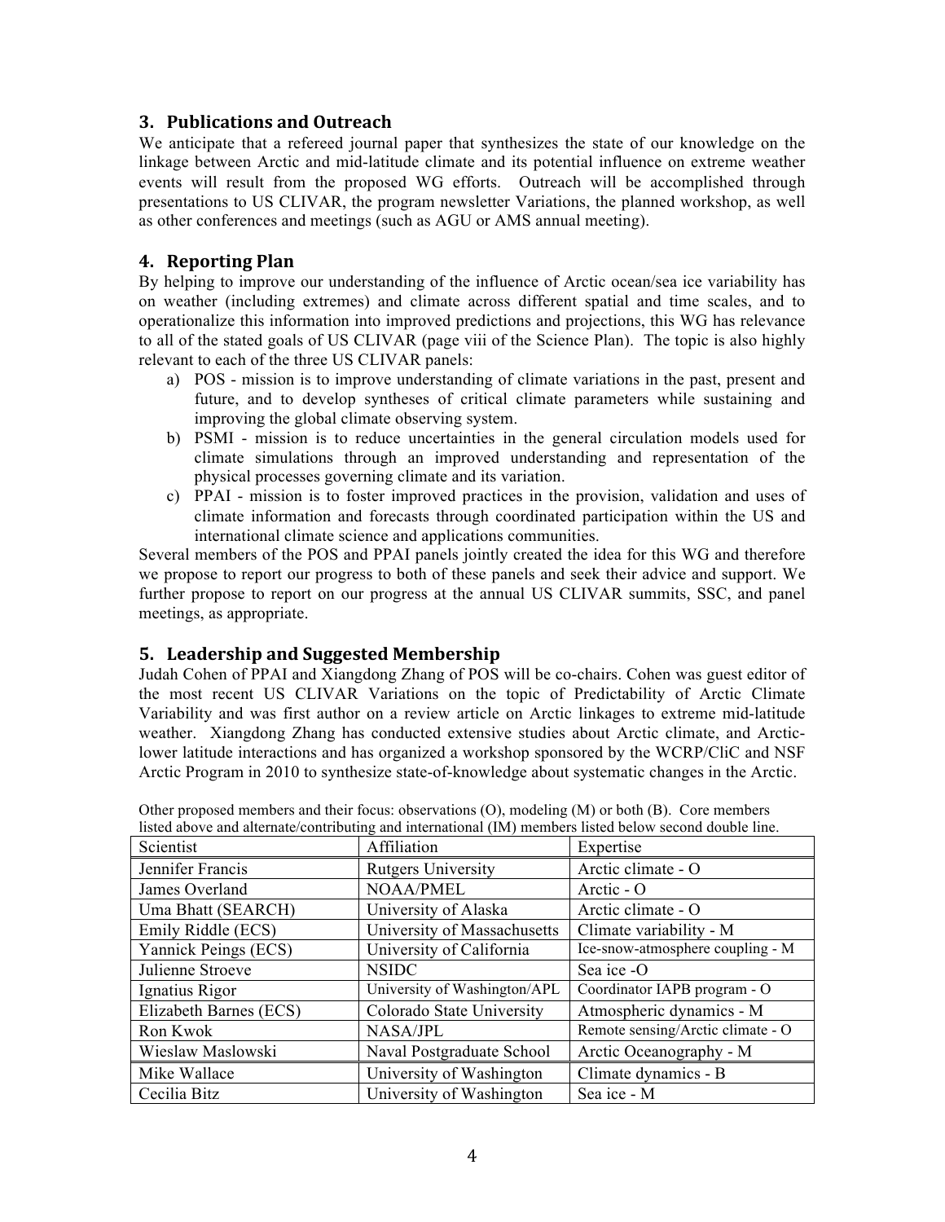## 3. Publications and Outreach

We anticipate that a refereed journal paper that synthesizes the state of our knowledge on the linkage between Arctic and mid-latitude climate and its potential influence on extreme weather events will result from the proposed WG efforts. Outreach will be accomplished through presentations to US CLIVAR, the program newsletter Variations, the planned workshop, as well as other conferences and meetings (such as AGU or AMS annual meeting).

## 4. Reporting Plan

By helping to improve our understanding of the influence of Arctic ocean/sea ice variability has on weather (including extremes) and climate across different spatial and time scales, and to operationalize this information into improved predictions and projections, this WG has relevance to all of the stated goals of US CLIVAR (page viii of the Science Plan). The topic is also highly relevant to each of the three US CLIVAR panels:

a) POS - mission is to improve understanding of climate variations in the past, present and future, and to develop syntheses of critical climate parameters while sustaining and improving the global climate observing system.
b) PSMI - mission is to reduce uncertainties in the general circulation models used for climate simulations through an improved understanding and representation of the physical processes governing climate and its variation.
c) PPAI - mission is to foster improved practices in the provision, validation and uses of climate information and forecasts through coordinated participation within the US and international climate science and applications communities.

Several members of the POS and PPAI panels jointly created the idea for this WG and therefore we propose to report our progress to both of these panels and seek their advice and support. We further propose to report on our progress at the annual US CLIVAR summits, SSC, and panel meetings, as appropriate.

## 5. Leadership and Suggested Membership

Judah Cohen of PPAI and Xiangdong Zhang of POS will be co-chairs. Cohen was guest editor of the most recent US CLIVAR Variations on the topic of Predictability of Arctic Climate Variability and was first author on a review article on Arctic linkages to extreme mid-latitude weather. Xiangdong Zhang has conducted extensive studies about Arctic climate, and Arctic-lower latitude interactions and has organized a workshop sponsored by the WCRP/CliC and NSF Arctic Program in 2010 to synthesize state-of-knowledge about systematic changes in the Arctic.

Other proposed members and their focus: observations (O), modeling (M) or both (B). Core members listed above and alternate/contributing and international (IM) members listed below second double line.

| Scientist | Affiliation | Expertise |
|---|---|---|
| Jennifer Francis | Rutgers University | Arctic climate - O |
| James Overland | NOAA/PMEL | Arctic - O |
| Uma Bhatt (SEARCH) | University of Alaska | Arctic climate - O |
| Emily Riddle (ECS) | University of Massachusetts | Climate variability - M |
| Yannick Peings (ECS) | University of California | Ice-snow-atmosphere coupling - M |
| Julienne Stroeve | NSIDC | Sea ice -O |
| Ignatius Rigor | University of Washington/APL | Coordinator IAPB program - O |
| Elizabeth Barnes (ECS) | Colorado State University | Atmospheric dynamics - M |
| Ron Kwok | NASA/JPL | Remote sensing/Arctic climate - O |
| Wieslaw Maslowski | Naval Postgraduate School | Arctic Oceanography - M |
| Mike Wallace | University of Washington | Climate dynamics - B |
| Cecilia Bitz | University of Washington | Sea ice - M |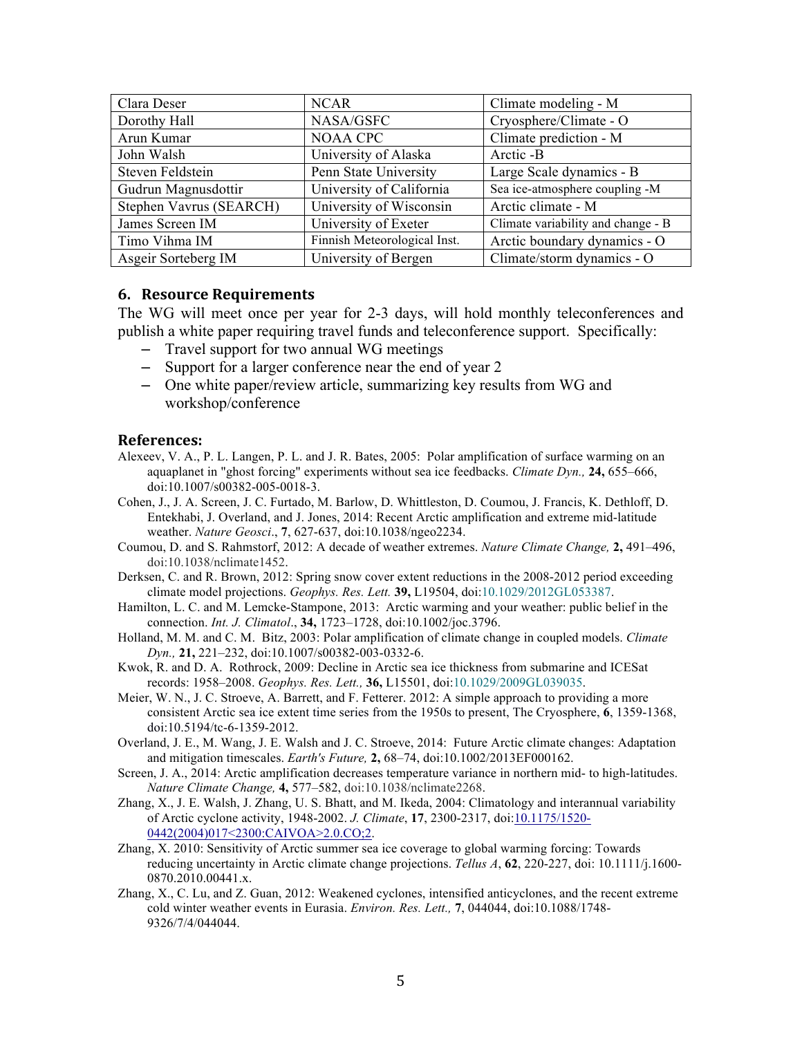| | | |
|---|---|---|
| Clara Deser | NCAR | Climate modeling - M |
| Dorothy Hall | NASA/GSFC | Cryosphere/Climate - O |
| Arun Kumar | NOAA CPC | Climate prediction - M |
| John Walsh | University of Alaska | Arctic -B |
| Steven Feldstein | Penn State University | Large Scale dynamics - B |
| Gudrun Magnusdottir | University of California | Sea ice-atmosphere coupling -M |
| Stephen Vavrus (SEARCH) | University of Wisconsin | Arctic climate - M |
| James Screen IM | University of Exeter | Climate variability and change - B |
| Timo Vihma IM | Finnish Meteorological Inst. | Arctic boundary dynamics - O |
| Asgeir Sorteberg IM | University of Bergen | Climate/storm dynamics - O |

## 6. Resource Requirements

The WG will meet once per year for 2-3 days, will hold monthly teleconferences and publish a white paper requiring travel funds and teleconference support. Specifically:

- Travel support for two annual WG meetings
- Support for a larger conference near the end of year 2
- One white paper/review article, summarizing key results from WG and workshop/conference

## References:

Alexeev, V. A., P. L. Langen, P. L. and J. R. Bates, 2005: Polar amplification of surface warming on an aquaplanet in "ghost forcing" experiments without sea ice feedbacks. *Climate Dyn.,* **24,** 655–666, doi:10.1007/s00382-005-0018-3.

Cohen, J., J. A. Screen, J. C. Furtado, M. Barlow, D. Whittleston, D. Coumou, J. Francis, K. Dethloff, D. Entekhabi, J. Overland, and J. Jones, 2014: Recent Arctic amplification and extreme mid-latitude weather. *Nature Geosci*., **7**, 627-637, doi:10.1038/ngeo2234.

Coumou, D. and S. Rahmstorf, 2012: A decade of weather extremes. *Nature Climate Change,* **2,** 491–496, doi:10.1038/nclimate1452.

Derksen, C. and R. Brown, 2012: Spring snow cover extent reductions in the 2008-2012 period exceeding climate model projections. *Geophys. Res. Lett.* **39,** L19504, doi:10.1029/2012GL053387.

Hamilton, L. C. and M. Lemcke-Stampone, 2013: Arctic warming and your weather: public belief in the connection. *Int. J. Climatol*., **34,** 1723–1728, doi:10.1002/joc.3796.

Holland, M. M. and C. M. Bitz, 2003: Polar amplification of climate change in coupled models. *Climate Dyn.,* **21,** 221–232, doi:10.1007/s00382-003-0332-6.

Kwok, R. and D. A. Rothrock, 2009: Decline in Arctic sea ice thickness from submarine and ICESat records: 1958–2008. *Geophys. Res. Lett.,* **36,** L15501, doi:10.1029/2009GL039035.

Meier, W. N., J. C. Stroeve, A. Barrett, and F. Fetterer. 2012: A simple approach to providing a more consistent Arctic sea ice extent time series from the 1950s to present, The Cryosphere, **6**, 1359-1368, doi:10.5194/tc-6-1359-2012.

Overland, J. E., M. Wang, J. E. Walsh and J. C. Stroeve, 2014: Future Arctic climate changes: Adaptation and mitigation timescales. *Earth's Future,* **2,** 68–74, doi:10.1002/2013EF000162.

Screen, J. A., 2014: Arctic amplification decreases temperature variance in northern mid- to high-latitudes. *Nature Climate Change,* **4,** 577–582, doi:10.1038/nclimate2268.

Zhang, X., J. E. Walsh, J. Zhang, U. S. Bhatt, and M. Ikeda, 2004: Climatology and interannual variability of Arctic cyclone activity, 1948-2002. *J. Climate*, **17**, 2300-2317, doi:10.1175/1520-0442(2004)017<2300:CAIVOA>2.0.CO;2.

Zhang, X. 2010: Sensitivity of Arctic summer sea ice coverage to global warming forcing: Towards reducing uncertainty in Arctic climate change projections. *Tellus A*, **62**, 220-227, doi: 10.1111/j.1600-0870.2010.00441.x.

Zhang, X., C. Lu, and Z. Guan, 2012: Weakened cyclones, intensified anticyclones, and the recent extreme cold winter weather events in Eurasia. *Environ. Res. Lett.,* **7**, 044044, doi:10.1088/1748-9326/7/4/044044.